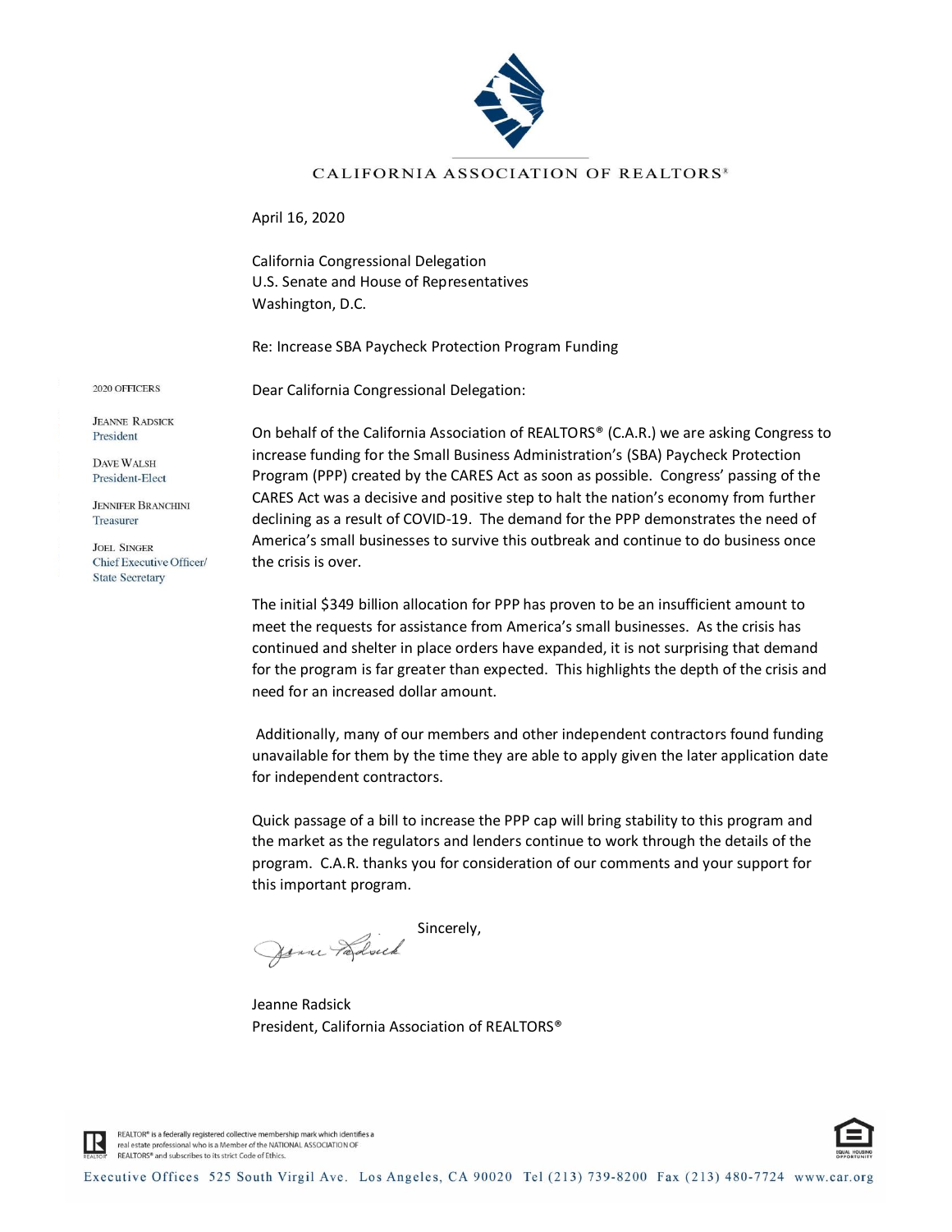CALIFORNIA ASSOCIATION OF REALTORS®

2020 OFFICERS

JEANNE RADSICK
President

DAVE WALSH
President-Elect

JENNIFER BRANCHINI
Treasurer

JOEL SINGER
Chief Executive Officer/
State Secretary

April 16, 2020

California Congressional Delegation
U.S. Senate and House of Representatives
Washington, D.C.

Re: Increase SBA Paycheck Protection Program Funding

Dear California Congressional Delegation:

On behalf of the California Association of REALTORS® (C.A.R.) we are asking Congress to increase funding for the Small Business Administration's (SBA) Paycheck Protection Program (PPP) created by the CARES Act as soon as possible. Congress' passing of the CARES Act was a decisive and positive step to halt the nation's economy from further declining as a result of COVID-19. The demand for the PPP demonstrates the need of America's small businesses to survive this outbreak and continue to do business once the crisis is over.

The initial $349 billion allocation for PPP has proven to be an insufficient amount to meet the requests for assistance from America's small businesses. As the crisis has continued and shelter in place orders have expanded, it is not surprising that demand for the program is far greater than expected. This highlights the depth of the crisis and need for an increased dollar amount.

Additionally, many of our members and other independent contractors found funding unavailable for them by the time they are able to apply given the later application date for independent contractors.

Quick passage of a bill to increase the PPP cap will bring stability to this program and the market as the regulators and lenders continue to work through the details of the program. C.A.R. thanks you for consideration of our comments and your support for this important program.

Sincerely,

Jeanne Radsick
President, California Association of REALTORS®

REALTOR® is a federally registered collective membership mark which identifies a real estate professional who is a Member of the NATIONAL ASSOCIATION OF REALTORS® and subscribes to its strict Code of Ethics.

Executive Offices 525 South Virgil Ave. Los Angeles, CA 90020 Tel (213) 739-8200 Fax (213) 480-7724 www.car.org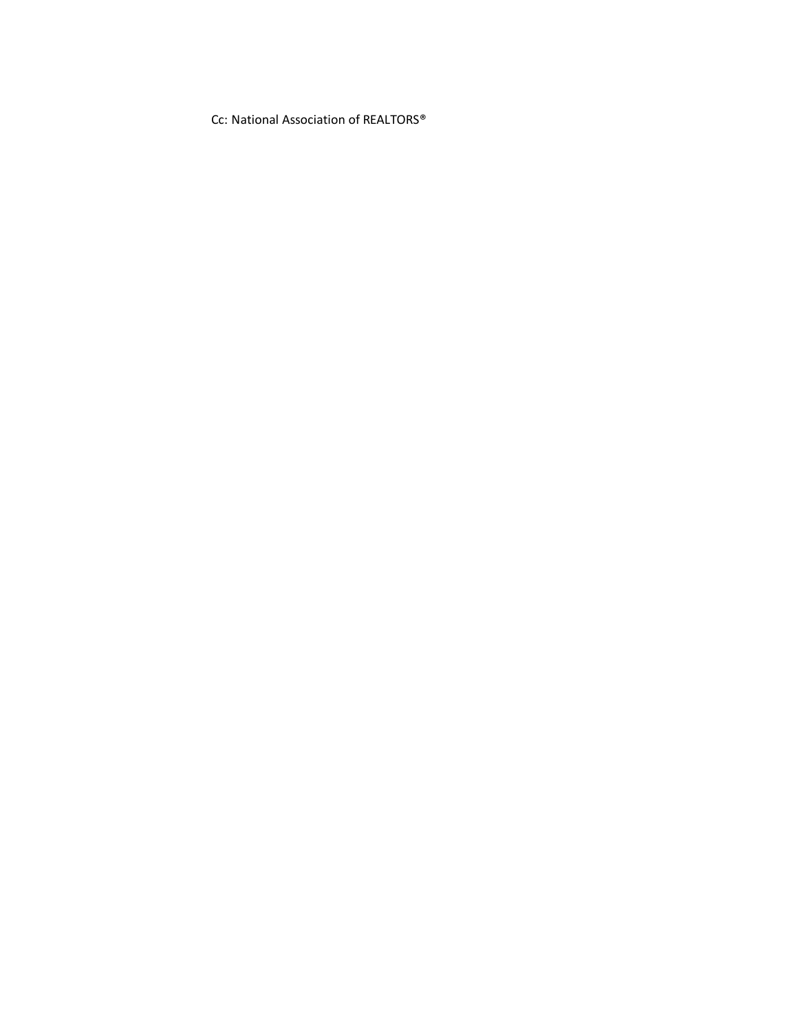Cc: National Association of REALTORS®